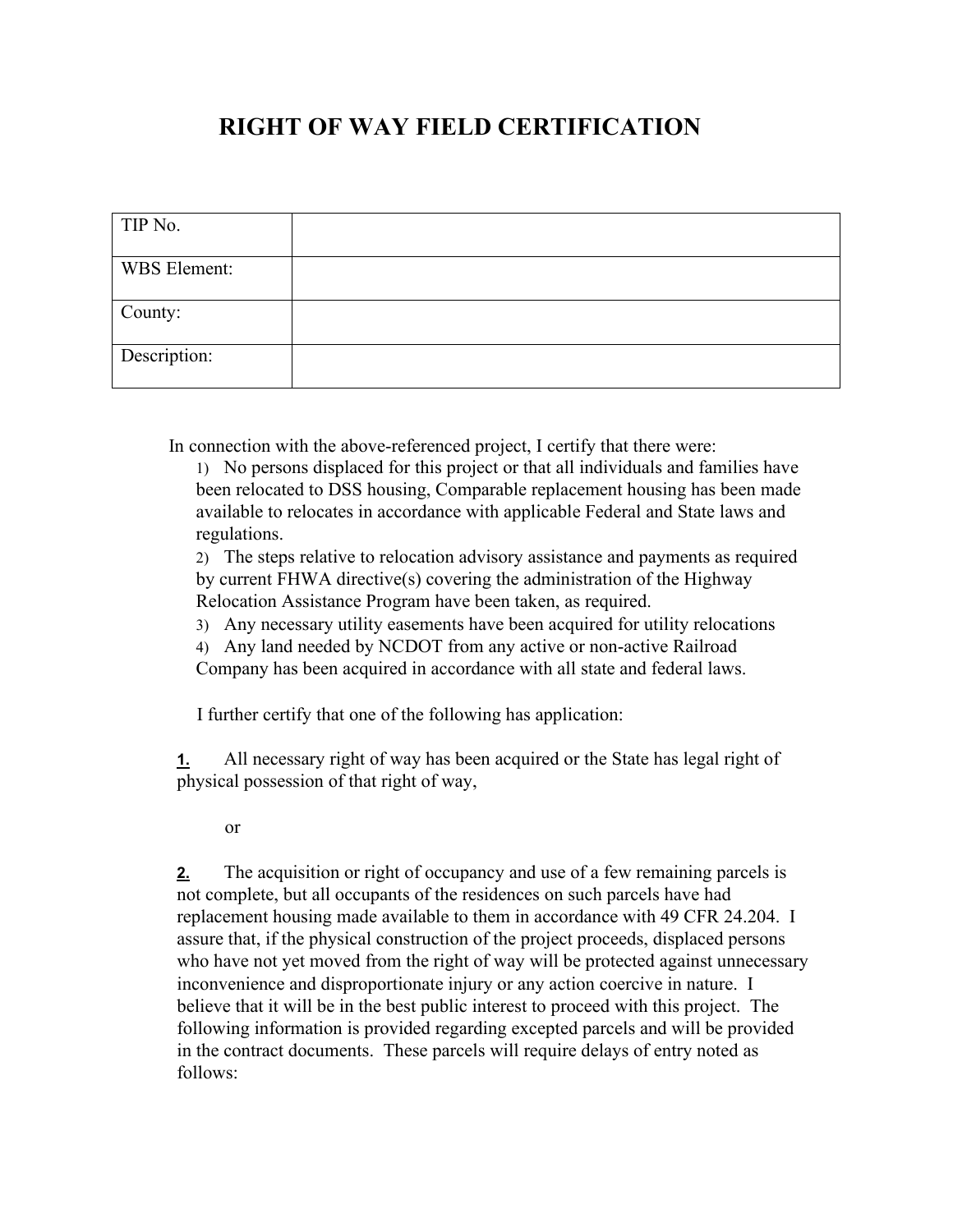# RIGHT OF WAY FIELD CERTIFICATION

| TIP No. | |
|---|---|
| WBS Element: | |
| County: | |
| Description: | |

In connection with the above-referenced project, I certify that there were:

1) No persons displaced for this project or that all individuals and families have been relocated to DSS housing, Comparable replacement housing has been made available to relocates in accordance with applicable Federal and State laws and regulations.
2) The steps relative to relocation advisory assistance and payments as required by current FHWA directive(s) covering the administration of the Highway Relocation Assistance Program have been taken, as required.
3) Any necessary utility easements have been acquired for utility relocations
4) Any land needed by NCDOT from any active or non-active Railroad Company has been acquired in accordance with all state and federal laws.

I further certify that one of the following has application:

**1.** All necessary right of way has been acquired or the State has legal right of physical possession of that right of way,

or

**2.** The acquisition or right of occupancy and use of a few remaining parcels is not complete, but all occupants of the residences on such parcels have had replacement housing made available to them in accordance with 49 CFR 24.204. I assure that, if the physical construction of the project proceeds, displaced persons who have not yet moved from the right of way will be protected against unnecessary inconvenience and disproportionate injury or any action coercive in nature. I believe that it will be in the best public interest to proceed with this project. The following information is provided regarding excepted parcels and will be provided in the contract documents. These parcels will require delays of entry noted as follows: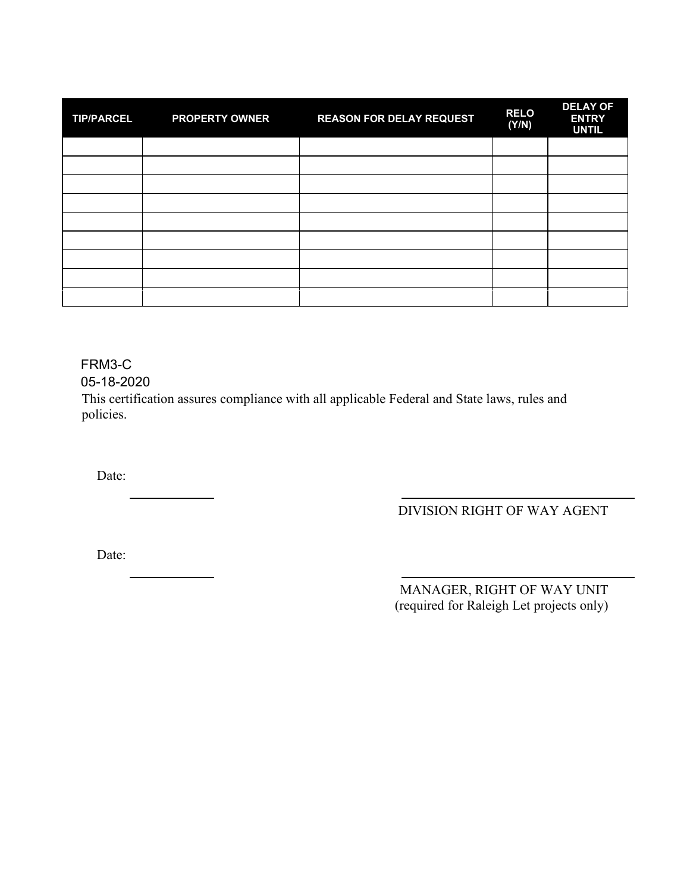| TIP/PARCEL | PROPERTY OWNER | REASON FOR DELAY REQUEST | RELO (Y/N) | DELAY OF ENTRY UNTIL |
| --- | --- | --- | --- | --- |
| | | | | |
| | | | | |
| | | | | |
| | | | | |
| | | | | |
| | | | | |
| | | | | |
| | | | | |
| | | | | |

FRM3-C
05-18-2020

This certification assures compliance with all applicable Federal and State laws, rules and policies.

Date: ____________ ______________________________
DIVISION RIGHT OF WAY AGENT

Date: ____________ ______________________________
MANAGER, RIGHT OF WAY UNIT
(required for Raleigh Let projects only)